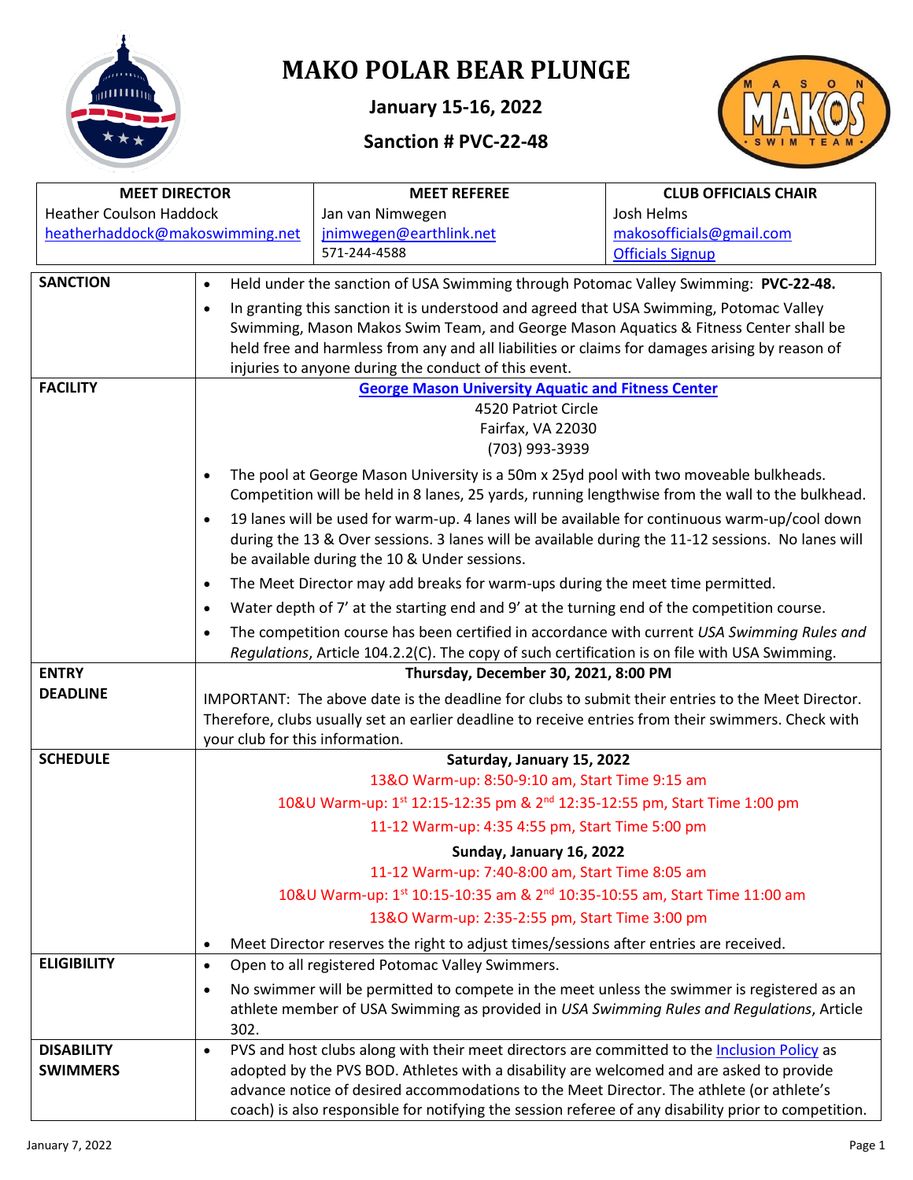# MAKO POLAR BEAR PLUNGE

**January 15-16, 2022**

**Sanction # PVC-22-48**

| MEET DIRECTOR | MEET REFEREE | CLUB OFFICIALS CHAIR |
|---|---|---|
| Heather Coulson Haddock<br>heatherhaddock@makoswimming.net | Jan van Nimwegen<br>jnimwegen@earthlink.net<br>571-244-4588 | Josh Helms<br>makosofficials@gmail.com<br>Officials Signup |

| | |
|---|---|
| **SANCTION** | • Held under the sanction of USA Swimming through Potomac Valley Swimming: **PVC-22-48.**<br>• In granting this sanction it is understood and agreed that USA Swimming, Potomac Valley Swimming, Mason Makos Swim Team, and George Mason Aquatics & Fitness Center shall be held free and harmless from any and all liabilities or claims for damages arising by reason of injuries to anyone during the conduct of this event. |
| **FACILITY** | **George Mason University Aquatic and Fitness Center**<br>4520 Patriot Circle<br>Fairfax, VA 22030<br>(703) 993-3939<br>• The pool at George Mason University is a 50m x 25yd pool with two moveable bulkheads. Competition will be held in 8 lanes, 25 yards, running lengthwise from the wall to the bulkhead.<br>• 19 lanes will be used for warm-up. 4 lanes will be available for continuous warm-up/cool down during the 13 & Over sessions. 3 lanes will be available during the 11-12 sessions. No lanes will be available during the 10 & Under sessions.<br>• The Meet Director may add breaks for warm-ups during the meet time permitted.<br>• Water depth of 7' at the starting end and 9' at the turning end of the competition course.<br>• The competition course has been certified in accordance with current *USA Swimming Rules and Regulations*, Article 104.2.2(C). The copy of such certification is on file with USA Swimming. |
| **ENTRY DEADLINE** | **Thursday, December 30, 2021, 8:00 PM**<br>IMPORTANT: The above date is the deadline for clubs to submit their entries to the Meet Director. Therefore, clubs usually set an earlier deadline to receive entries from their swimmers. Check with your club for this information. |
| **SCHEDULE** | **Saturday, January 15, 2022**<br>13&O Warm-up: 8:50-9:10 am, Start Time 9:15 am<br>10&U Warm-up: 1st 12:15-12:35 pm & 2nd 12:35-12:55 pm, Start Time 1:00 pm<br>11-12 Warm-up: 4:35 4:55 pm, Start Time 5:00 pm<br>**Sunday, January 16, 2022**<br>11-12 Warm-up: 7:40-8:00 am, Start Time 8:05 am<br>10&U Warm-up: 1st 10:15-10:35 am & 2nd 10:35-10:55 am, Start Time 11:00 am<br>13&O Warm-up: 2:35-2:55 pm, Start Time 3:00 pm<br>• Meet Director reserves the right to adjust times/sessions after entries are received. |
| **ELIGIBILITY** | • Open to all registered Potomac Valley Swimmers.<br>• No swimmer will be permitted to compete in the meet unless the swimmer is registered as an athlete member of USA Swimming as provided in *USA Swimming Rules and Regulations*, Article 302. |
| **DISABILITY SWIMMERS** | • PVS and host clubs along with their meet directors are committed to the Inclusion Policy as adopted by the PVS BOD. Athletes with a disability are welcomed and are asked to provide advance notice of desired accommodations to the Meet Director. The athlete (or athlete's coach) is also responsible for notifying the session referee of any disability prior to competition. |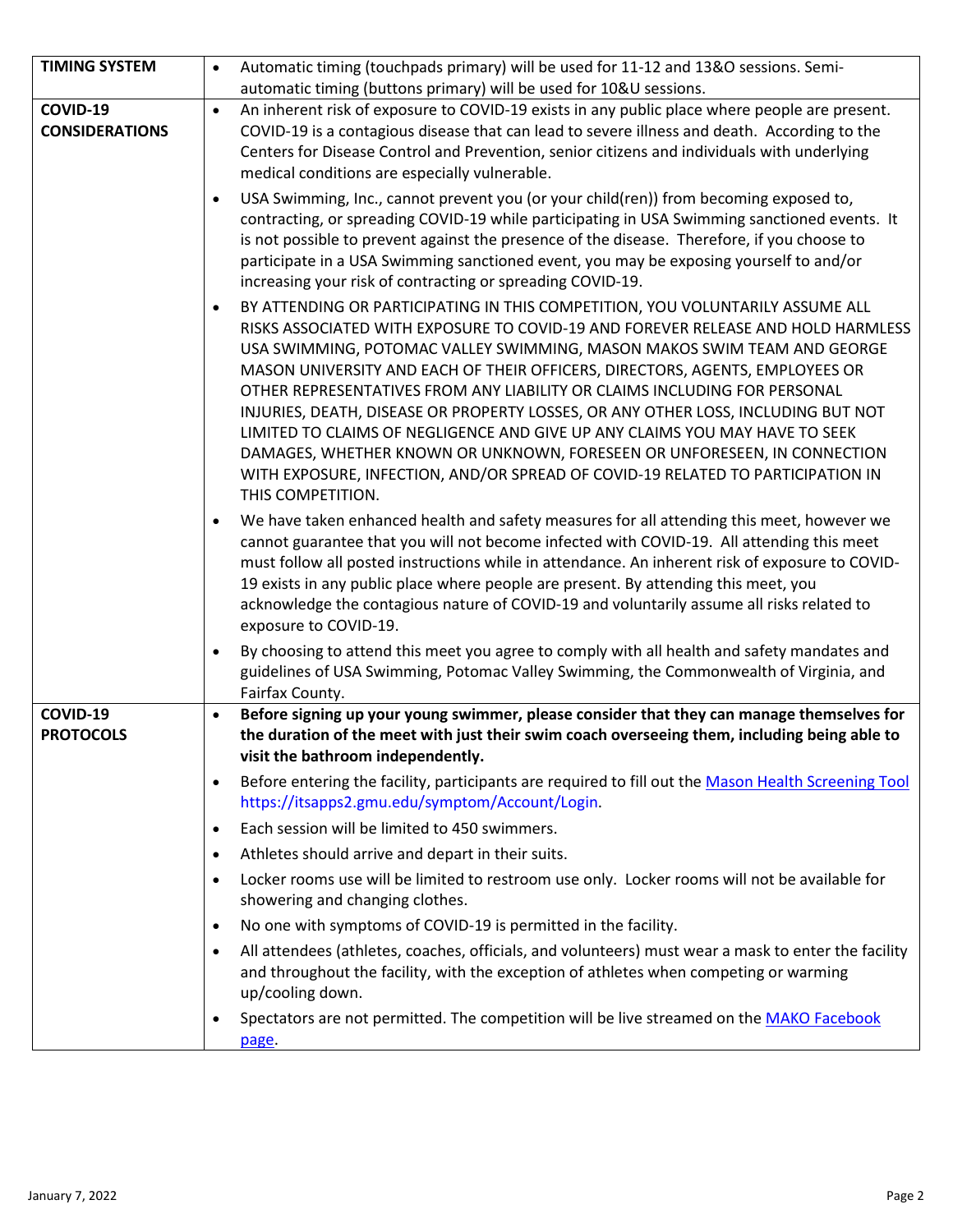| | |
|---|---|
| **TIMING SYSTEM** | • Automatic timing (touchpads primary) will be used for 11-12 and 13&O sessions. Semi-automatic timing (buttons primary) will be used for 10&U sessions. |
| **COVID-19 CONSIDERATIONS** | • An inherent risk of exposure to COVID-19 exists in any public place where people are present. COVID-19 is a contagious disease that can lead to severe illness and death. According to the Centers for Disease Control and Prevention, senior citizens and individuals with underlying medical conditions are especially vulnerable.<br>• USA Swimming, Inc., cannot prevent you (or your child(ren)) from becoming exposed to, contracting, or spreading COVID-19 while participating in USA Swimming sanctioned events. It is not possible to prevent against the presence of the disease. Therefore, if you choose to participate in a USA Swimming sanctioned event, you may be exposing yourself to and/or increasing your risk of contracting or spreading COVID-19.<br>• BY ATTENDING OR PARTICIPATING IN THIS COMPETITION, YOU VOLUNTARILY ASSUME ALL RISKS ASSOCIATED WITH EXPOSURE TO COVID-19 AND FOREVER RELEASE AND HOLD HARMLESS USA SWIMMING, POTOMAC VALLEY SWIMMING, MASON MAKOS SWIM TEAM AND GEORGE MASON UNIVERSITY AND EACH OF THEIR OFFICERS, DIRECTORS, AGENTS, EMPLOYEES OR OTHER REPRESENTATIVES FROM ANY LIABILITY OR CLAIMS INCLUDING FOR PERSONAL INJURIES, DEATH, DISEASE OR PROPERTY LOSSES, OR ANY OTHER LOSS, INCLUDING BUT NOT LIMITED TO CLAIMS OF NEGLIGENCE AND GIVE UP ANY CLAIMS YOU MAY HAVE TO SEEK DAMAGES, WHETHER KNOWN OR UNKNOWN, FORESEEN OR UNFORESEEN, IN CONNECTION WITH EXPOSURE, INFECTION, AND/OR SPREAD OF COVID-19 RELATED TO PARTICIPATION IN THIS COMPETITION.<br>• We have taken enhanced health and safety measures for all attending this meet, however we cannot guarantee that you will not become infected with COVID-19. All attending this meet must follow all posted instructions while in attendance. An inherent risk of exposure to COVID-19 exists in any public place where people are present. By attending this meet, you acknowledge the contagious nature of COVID-19 and voluntarily assume all risks related to exposure to COVID-19.<br>• By choosing to attend this meet you agree to comply with all health and safety mandates and guidelines of USA Swimming, Potomac Valley Swimming, the Commonwealth of Virginia, and Fairfax County. |
| **COVID-19 PROTOCOLS** | • **Before signing up your young swimmer, please consider that they can manage themselves for the duration of the meet with just their swim coach overseeing them, including being able to visit the bathroom independently.**<br>• Before entering the facility, participants are required to fill out the Mason Health Screening Tool https://itsapps2.gmu.edu/symptom/Account/Login.<br>• Each session will be limited to 450 swimmers.<br>• Athletes should arrive and depart in their suits.<br>• Locker rooms use will be limited to restroom use only. Locker rooms will not be available for showering and changing clothes.<br>• No one with symptoms of COVID-19 is permitted in the facility.<br>• All attendees (athletes, coaches, officials, and volunteers) must wear a mask to enter the facility and throughout the facility, with the exception of athletes when competing or warming up/cooling down.<br>• Spectators are not permitted. The competition will be live streamed on the MAKO Facebook page. |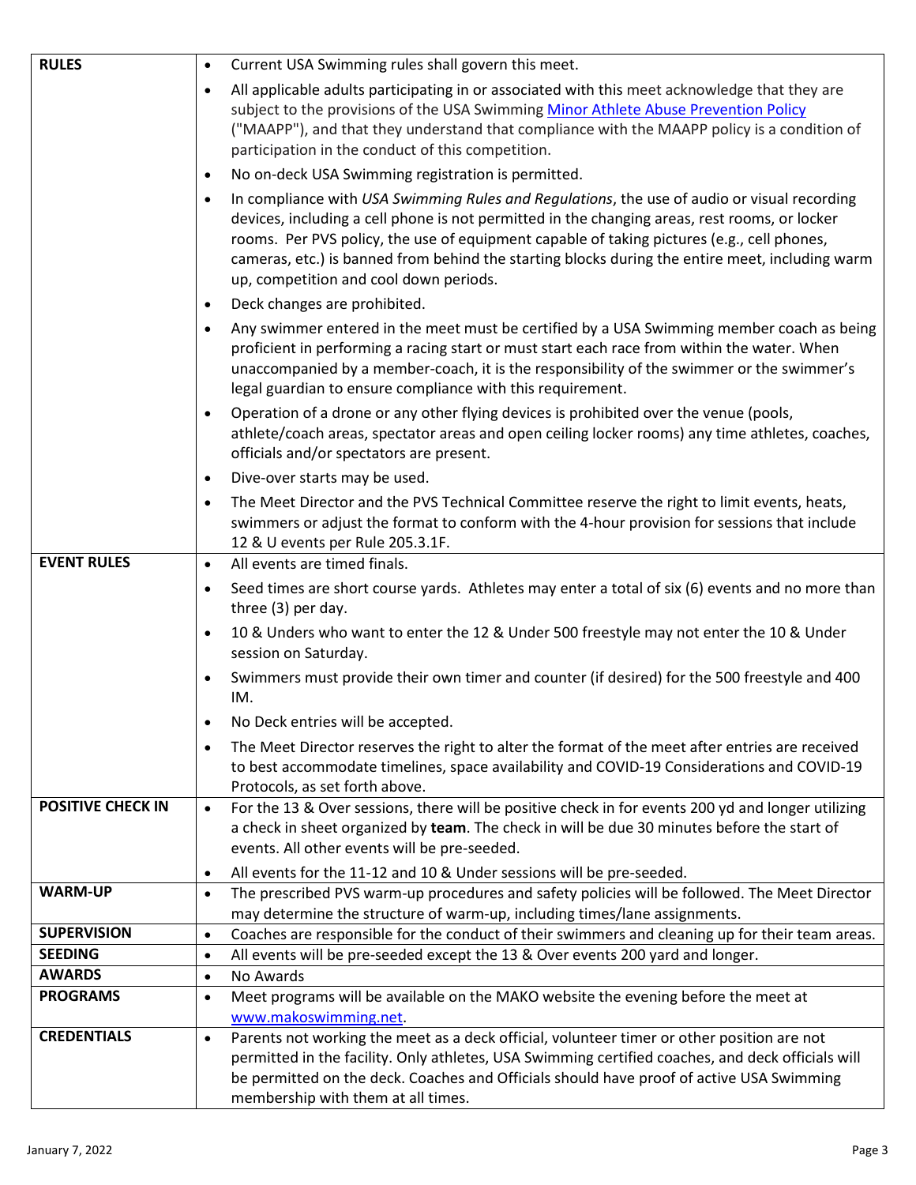| | |
|---|---|
| **RULES** | • Current USA Swimming rules shall govern this meet.<br>• All applicable adults participating in or associated with this meet acknowledge that they are subject to the provisions of the USA Swimming [Minor Athlete Abuse Prevention Policy](#) ("MAAPP"), and that they understand that compliance with the MAAPP policy is a condition of participation in the conduct of this competition.<br>• No on-deck USA Swimming registration is permitted.<br>• In compliance with *USA Swimming Rules and Regulations*, the use of audio or visual recording devices, including a cell phone is not permitted in the changing areas, rest rooms, or locker rooms. Per PVS policy, the use of equipment capable of taking pictures (e.g., cell phones, cameras, etc.) is banned from behind the starting blocks during the entire meet, including warm up, competition and cool down periods.<br>• Deck changes are prohibited.<br>• Any swimmer entered in the meet must be certified by a USA Swimming member coach as being proficient in performing a racing start or must start each race from within the water. When unaccompanied by a member-coach, it is the responsibility of the swimmer or the swimmer's legal guardian to ensure compliance with this requirement.<br>• Operation of a drone or any other flying devices is prohibited over the venue (pools, athlete/coach areas, spectator areas and open ceiling locker rooms) any time athletes, coaches, officials and/or spectators are present.<br>• Dive-over starts may be used.<br>• The Meet Director and the PVS Technical Committee reserve the right to limit events, heats, swimmers or adjust the format to conform with the 4-hour provision for sessions that include 12 & U events per Rule 205.3.1F. |
| **EVENT RULES** | • All events are timed finals.<br>• Seed times are short course yards. Athletes may enter a total of six (6) events and no more than three (3) per day.<br>• 10 & Unders who want to enter the 12 & Under 500 freestyle may not enter the 10 & Under session on Saturday.<br>• Swimmers must provide their own timer and counter (if desired) for the 500 freestyle and 400 IM.<br>• No Deck entries will be accepted.<br>• The Meet Director reserves the right to alter the format of the meet after entries are received to best accommodate timelines, space availability and COVID-19 Considerations and COVID-19 Protocols, as set forth above. |
| **POSITIVE CHECK IN** | • For the 13 & Over sessions, there will be positive check in for events 200 yd and longer utilizing a check in sheet organized by **team**. The check in will be due 30 minutes before the start of events. All other events will be pre-seeded.<br>• All events for the 11-12 and 10 & Under sessions will be pre-seeded. |
| **WARM-UP** | • The prescribed PVS warm-up procedures and safety policies will be followed. The Meet Director may determine the structure of warm-up, including times/lane assignments. |
| **SUPERVISION** | • Coaches are responsible for the conduct of their swimmers and cleaning up for their team areas. |
| **SEEDING** | • All events will be pre-seeded except the 13 & Over events 200 yard and longer. |
| **AWARDS** | • No Awards |
| **PROGRAMS** | • Meet programs will be available on the MAKO website the evening before the meet at [www.makoswimming.net](http://www.makoswimming.net). |
| **CREDENTIALS** | • Parents not working the meet as a deck official, volunteer timer or other position are not permitted in the facility. Only athletes, USA Swimming certified coaches, and deck officials will be permitted on the deck. Coaches and Officials should have proof of active USA Swimming membership with them at all times. |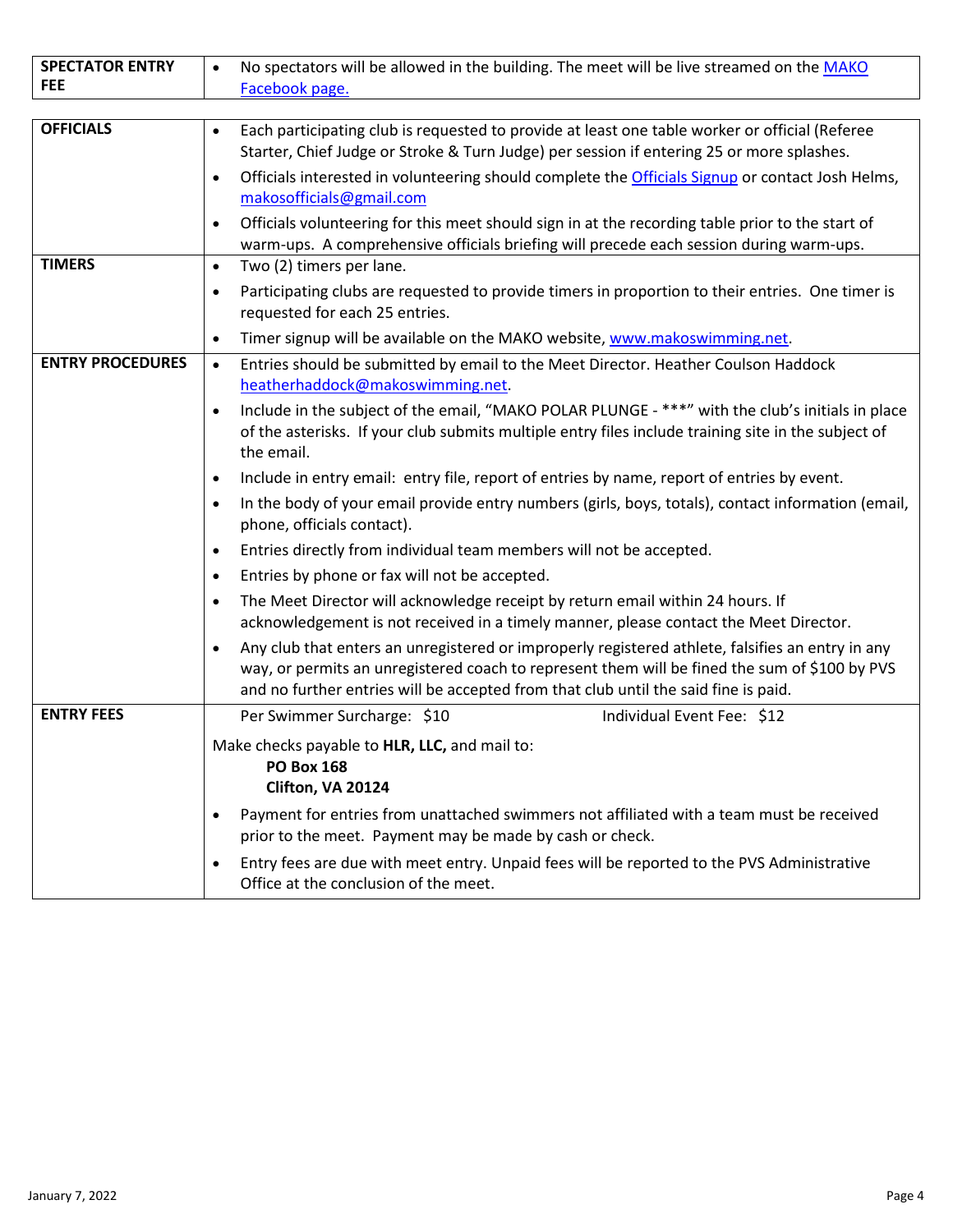| | |
|---|---|
| **SPECTATOR ENTRY FEE** | • No spectators will be allowed in the building. The meet will be live streamed on the MAKO Facebook page. |

| | |
|---|---|
| **OFFICIALS** | • Each participating club is requested to provide at least one table worker or official (Referee Starter, Chief Judge or Stroke & Turn Judge) per session if entering 25 or more splashes.<br>• Officials interested in volunteering should complete the Officials Signup or contact Josh Helms, makosofficials@gmail.com<br>• Officials volunteering for this meet should sign in at the recording table prior to the start of warm-ups. A comprehensive officials briefing will precede each session during warm-ups. |
| **TIMERS** | • Two (2) timers per lane.<br>• Participating clubs are requested to provide timers in proportion to their entries. One timer is requested for each 25 entries.<br>• Timer signup will be available on the MAKO website, www.makoswimming.net. |
| **ENTRY PROCEDURES** | • Entries should be submitted by email to the Meet Director. Heather Coulson Haddock heatherhaddock@makoswimming.net.<br>• Include in the subject of the email, "MAKO POLAR PLUNGE - ***" with the club's initials in place of the asterisks. If your club submits multiple entry files include training site in the subject of the email.<br>• Include in entry email: entry file, report of entries by name, report of entries by event.<br>• In the body of your email provide entry numbers (girls, boys, totals), contact information (email, phone, officials contact).<br>• Entries directly from individual team members will not be accepted.<br>• Entries by phone or fax will not be accepted.<br>• The Meet Director will acknowledge receipt by return email within 24 hours. If acknowledgement is not received in a timely manner, please contact the Meet Director.<br>• Any club that enters an unregistered or improperly registered athlete, falsifies an entry in any way, or permits an unregistered coach to represent them will be fined the sum of $100 by PVS and no further entries will be accepted from that club until the said fine is paid. |
| **ENTRY FEES** | Per Swimmer Surcharge: $10 &nbsp;&nbsp;&nbsp;&nbsp; Individual Event Fee: $12<br><br>Make checks payable to **HLR, LLC,** and mail to:<br>**PO Box 168**<br>**Clifton, VA 20124**<br><br>• Payment for entries from unattached swimmers not affiliated with a team must be received prior to the meet. Payment may be made by cash or check.<br>• Entry fees are due with meet entry. Unpaid fees will be reported to the PVS Administrative Office at the conclusion of the meet. |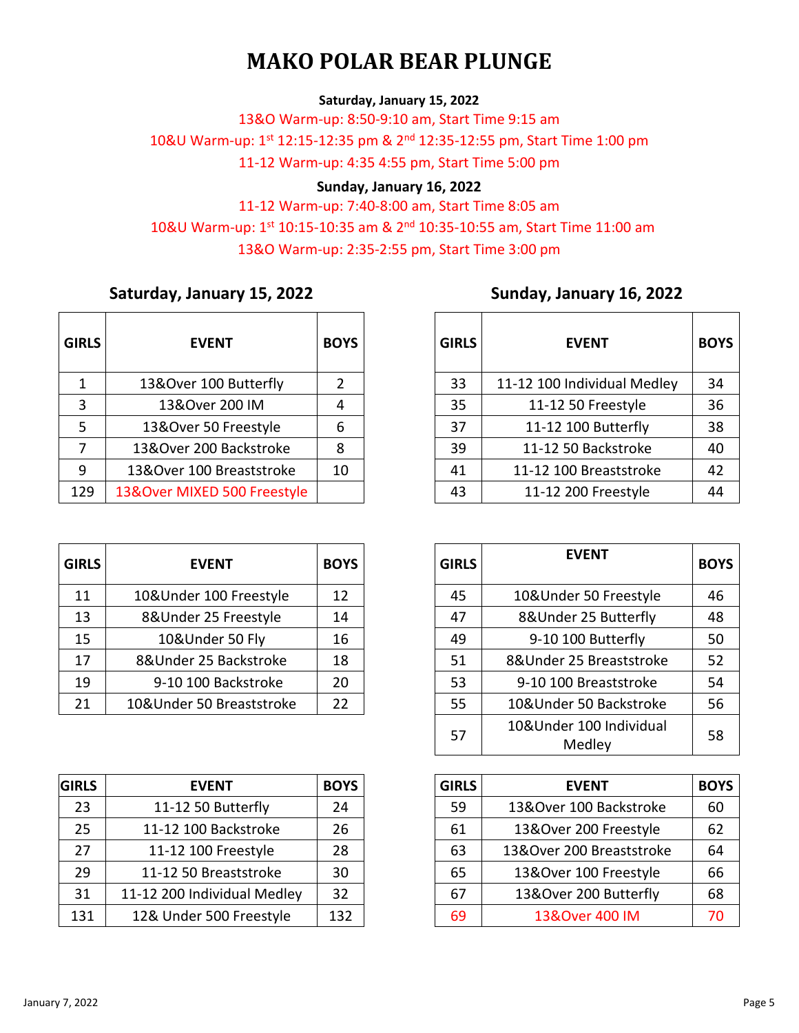# MAKO POLAR BEAR PLUNGE

**Saturday, January 15, 2022**

13&O Warm-up: 8:50-9:10 am, Start Time 9:15 am

10&U Warm-up: 1st 12:15-12:35 pm & 2nd 12:35-12:55 pm, Start Time 1:00 pm

11-12 Warm-up: 4:35 4:55 pm, Start Time 5:00 pm

**Sunday, January 16, 2022**

11-12 Warm-up: 7:40-8:00 am, Start Time 8:05 am

10&U Warm-up: 1st 10:15-10:35 am & 2nd 10:35-10:55 am, Start Time 11:00 am

13&O Warm-up: 2:35-2:55 pm, Start Time 3:00 pm

## Saturday, January 15, 2022

| GIRLS | EVENT | BOYS |
|---|---|---|
| 1 | 13&Over 100 Butterfly | 2 |
| 3 | 13&Over 200 IM | 4 |
| 5 | 13&Over 50 Freestyle | 6 |
| 7 | 13&Over 200 Backstroke | 8 |
| 9 | 13&Over 100 Breaststroke | 10 |
| 129 | 13&Over MIXED 500 Freestyle | |

| GIRLS | EVENT | BOYS |
|---|---|---|
| 11 | 10&Under 100 Freestyle | 12 |
| 13 | 8&Under 25 Freestyle | 14 |
| 15 | 10&Under 50 Fly | 16 |
| 17 | 8&Under 25 Backstroke | 18 |
| 19 | 9-10 100 Backstroke | 20 |
| 21 | 10&Under 50 Breaststroke | 22 |

| GIRLS | EVENT | BOYS |
|---|---|---|
| 23 | 11-12 50 Butterfly | 24 |
| 25 | 11-12 100 Backstroke | 26 |
| 27 | 11-12 100 Freestyle | 28 |
| 29 | 11-12 50 Breaststroke | 30 |
| 31 | 11-12 200 Individual Medley | 32 |
| 131 | 12& Under 500 Freestyle | 132 |

## Sunday, January 16, 2022

| GIRLS | EVENT | BOYS |
|---|---|---|
| 33 | 11-12 100 Individual Medley | 34 |
| 35 | 11-12 50 Freestyle | 36 |
| 37 | 11-12 100 Butterfly | 38 |
| 39 | 11-12 50 Backstroke | 40 |
| 41 | 11-12 100 Breaststroke | 42 |
| 43 | 11-12 200 Freestyle | 44 |

| GIRLS | EVENT | BOYS |
|---|---|---|
| 45 | 10&Under 50 Freestyle | 46 |
| 47 | 8&Under 25 Butterfly | 48 |
| 49 | 9-10 100 Butterfly | 50 |
| 51 | 8&Under 25 Breaststroke | 52 |
| 53 | 9-10 100 Breaststroke | 54 |
| 55 | 10&Under 50 Backstroke | 56 |
| 57 | 10&Under 100 Individual Medley | 58 |

| GIRLS | EVENT | BOYS |
|---|---|---|
| 59 | 13&Over 100 Backstroke | 60 |
| 61 | 13&Over 200 Freestyle | 62 |
| 63 | 13&Over 200 Breaststroke | 64 |
| 65 | 13&Over 100 Freestyle | 66 |
| 67 | 13&Over 200 Butterfly | 68 |
| 69 | 13&Over 400 IM | 70 |